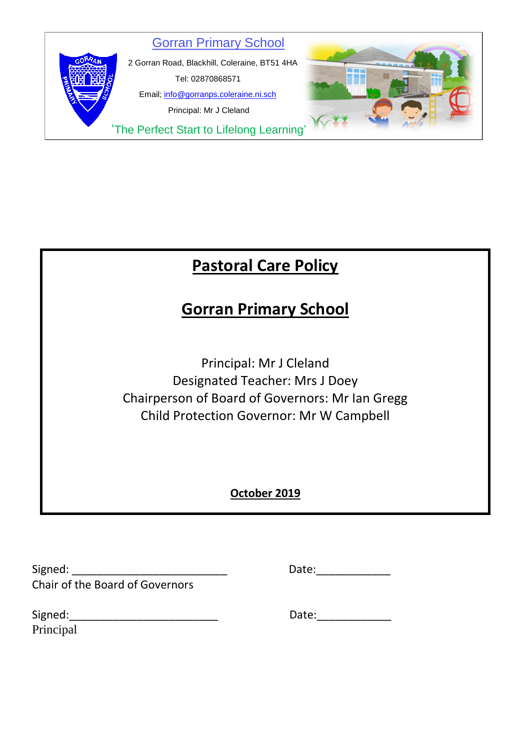Gorran Primary School

2 Gorran Road, Blackhill, Coleraine, BT51 4HA

Tel: 02870868571

Email; info@gorranps.coleraine.ni.sch

Principal: Mr J Cleland

'The Perfect Start to Lifelong Learning'

# Pastoral Care Policy

# Gorran Primary School

Principal: Mr J Cleland
Designated Teacher: Mrs J Doey
Chairperson of Board of Governors: Mr Ian Gregg
Child Protection Governor: Mr W Campbell

**October 2019**

Signed: _________________________ Date:____________
Chair of the Board of Governors

Signed:________________________ Date:____________
Principal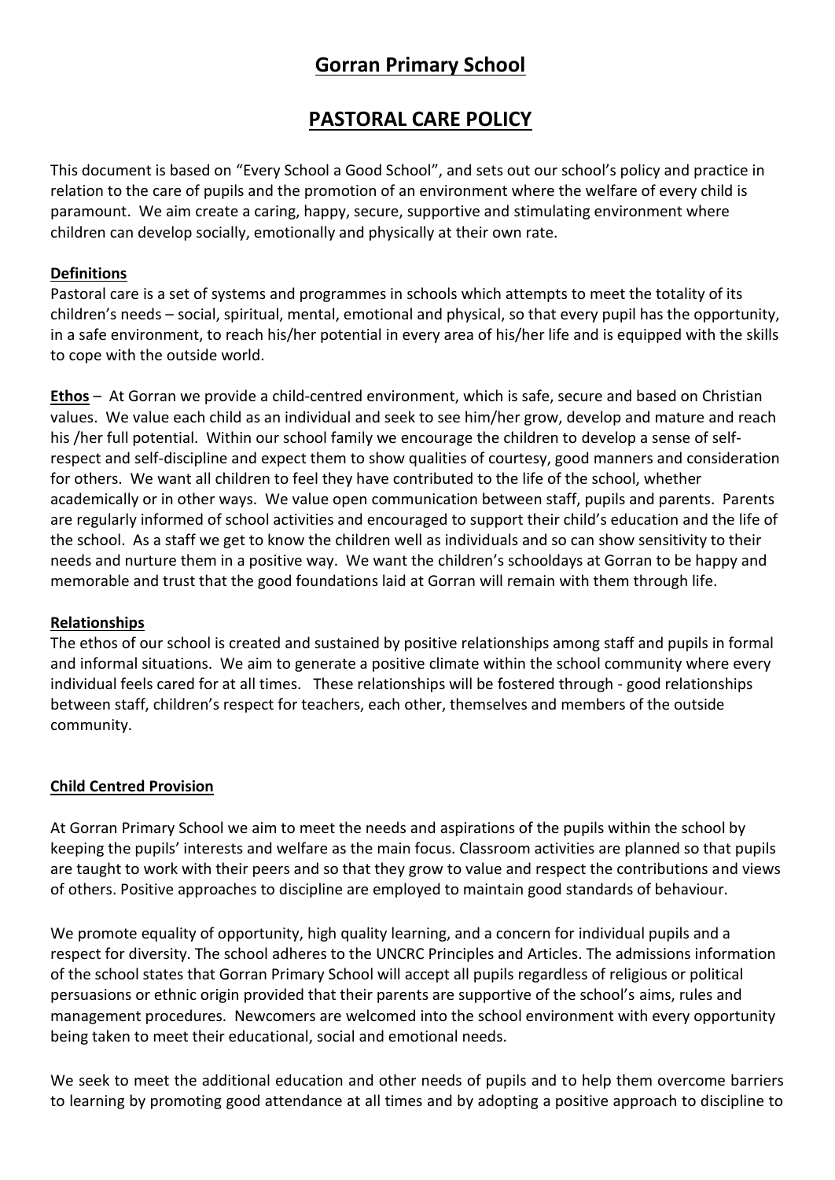# Gorran Primary School

# PASTORAL CARE POLICY

This document is based on "Every School a Good School", and sets out our school's policy and practice in relation to the care of pupils and the promotion of an environment where the welfare of every child is paramount. We aim create a caring, happy, secure, supportive and stimulating environment where children can develop socially, emotionally and physically at their own rate.

**Definitions**

Pastoral care is a set of systems and programmes in schools which attempts to meet the totality of its children's needs – social, spiritual, mental, emotional and physical, so that every pupil has the opportunity, in a safe environment, to reach his/her potential in every area of his/her life and is equipped with the skills to cope with the outside world.

**Ethos** – At Gorran we provide a child-centred environment, which is safe, secure and based on Christian values. We value each child as an individual and seek to see him/her grow, develop and mature and reach his /her full potential. Within our school family we encourage the children to develop a sense of self-respect and self-discipline and expect them to show qualities of courtesy, good manners and consideration for others. We want all children to feel they have contributed to the life of the school, whether academically or in other ways. We value open communication between staff, pupils and parents. Parents are regularly informed of school activities and encouraged to support their child's education and the life of the school. As a staff we get to know the children well as individuals and so can show sensitivity to their needs and nurture them in a positive way. We want the children's schooldays at Gorran to be happy and memorable and trust that the good foundations laid at Gorran will remain with them through life.

**Relationships**

The ethos of our school is created and sustained by positive relationships among staff and pupils in formal and informal situations. We aim to generate a positive climate within the school community where every individual feels cared for at all times. These relationships will be fostered through - good relationships between staff, children's respect for teachers, each other, themselves and members of the outside community.

**Child Centred Provision**

At Gorran Primary School we aim to meet the needs and aspirations of the pupils within the school by keeping the pupils' interests and welfare as the main focus. Classroom activities are planned so that pupils are taught to work with their peers and so that they grow to value and respect the contributions and views of others. Positive approaches to discipline are employed to maintain good standards of behaviour.

We promote equality of opportunity, high quality learning, and a concern for individual pupils and a respect for diversity. The school adheres to the UNCRC Principles and Articles. The admissions information of the school states that Gorran Primary School will accept all pupils regardless of religious or political persuasions or ethnic origin provided that their parents are supportive of the school's aims, rules and management procedures. Newcomers are welcomed into the school environment with every opportunity being taken to meet their educational, social and emotional needs.

We seek to meet the additional education and other needs of pupils and to help them overcome barriers to learning by promoting good attendance at all times and by adopting a positive approach to discipline to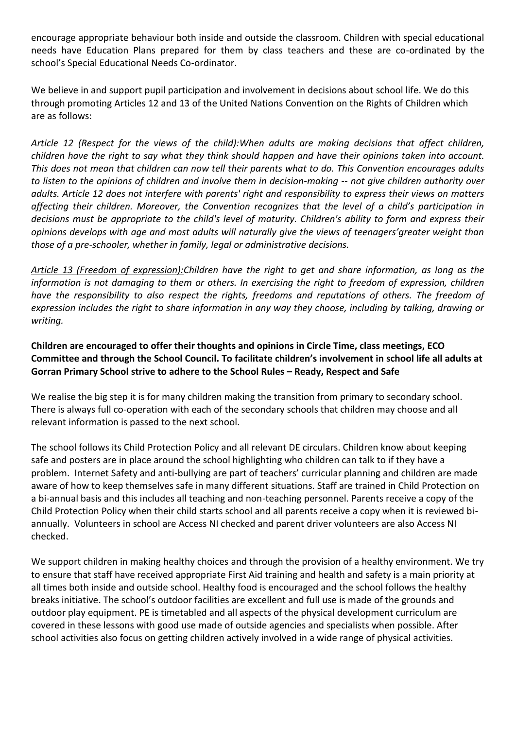encourage appropriate behaviour both inside and outside the classroom. Children with special educational needs have Education Plans prepared for them by class teachers and these are co-ordinated by the school's Special Educational Needs Co-ordinator.

We believe in and support pupil participation and involvement in decisions about school life. We do this through promoting Articles 12 and 13 of the United Nations Convention on the Rights of Children which are as follows:

*<u>Article 12 (Respect for the views of the child):</u>When adults are making decisions that affect children, children have the right to say what they think should happen and have their opinions taken into account. This does not mean that children can now tell their parents what to do. This Convention encourages adults to listen to the opinions of children and involve them in decision-making -- not give children authority over adults. Article 12 does not interfere with parents' right and responsibility to express their views on matters affecting their children. Moreover, the Convention recognizes that the level of a child's participation in decisions must be appropriate to the child's level of maturity. Children's ability to form and express their opinions develops with age and most adults will naturally give the views of teenagers'greater weight than those of a pre-schooler, whether in family, legal or administrative decisions.*

*<u>Article 13 (Freedom of expression):</u>Children have the right to get and share information, as long as the information is not damaging to them or others. In exercising the right to freedom of expression, children have the responsibility to also respect the rights, freedoms and reputations of others. The freedom of expression includes the right to share information in any way they choose, including by talking, drawing or writing.*

**Children are encouraged to offer their thoughts and opinions in Circle Time, class meetings, ECO Committee and through the School Council. To facilitate children's involvement in school life all adults at Gorran Primary School strive to adhere to the School Rules – Ready, Respect and Safe**

We realise the big step it is for many children making the transition from primary to secondary school. There is always full co-operation with each of the secondary schools that children may choose and all relevant information is passed to the next school.

The school follows its Child Protection Policy and all relevant DE circulars. Children know about keeping safe and posters are in place around the school highlighting who children can talk to if they have a problem. Internet Safety and anti-bullying are part of teachers' curricular planning and children are made aware of how to keep themselves safe in many different situations. Staff are trained in Child Protection on a bi-annual basis and this includes all teaching and non-teaching personnel. Parents receive a copy of the Child Protection Policy when their child starts school and all parents receive a copy when it is reviewed bi-annually. Volunteers in school are Access NI checked and parent driver volunteers are also Access NI checked.

We support children in making healthy choices and through the provision of a healthy environment. We try to ensure that staff have received appropriate First Aid training and health and safety is a main priority at all times both inside and outside school. Healthy food is encouraged and the school follows the healthy breaks initiative. The school's outdoor facilities are excellent and full use is made of the grounds and outdoor play equipment. PE is timetabled and all aspects of the physical development curriculum are covered in these lessons with good use made of outside agencies and specialists when possible. After school activities also focus on getting children actively involved in a wide range of physical activities.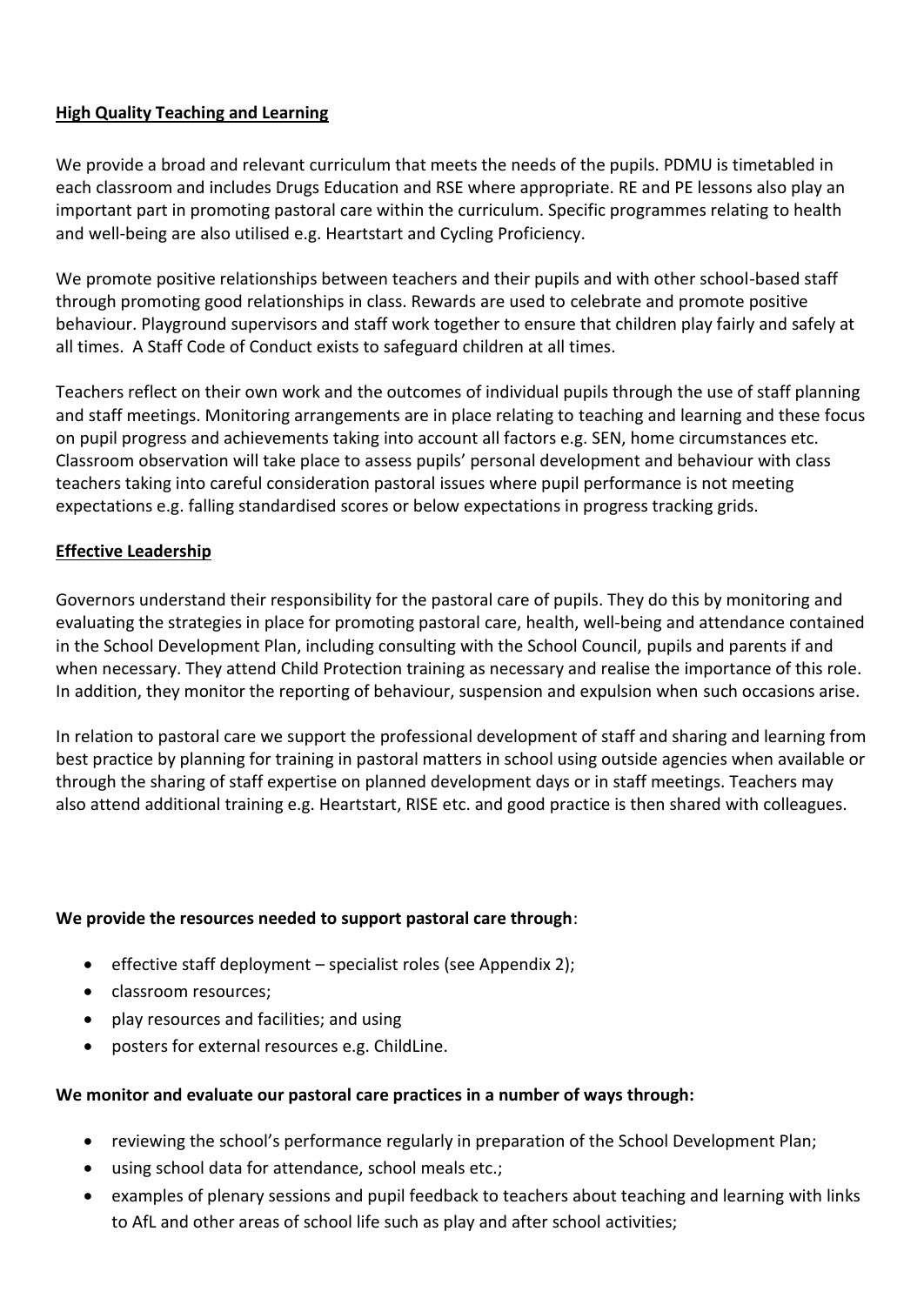**High Quality Teaching and Learning**

We provide a broad and relevant curriculum that meets the needs of the pupils. PDMU is timetabled in each classroom and includes Drugs Education and RSE where appropriate. RE and PE lessons also play an important part in promoting pastoral care within the curriculum. Specific programmes relating to health and well-being are also utilised e.g. Heartstart and Cycling Proficiency.

We promote positive relationships between teachers and their pupils and with other school-based staff through promoting good relationships in class. Rewards are used to celebrate and promote positive behaviour. Playground supervisors and staff work together to ensure that children play fairly and safely at all times. A Staff Code of Conduct exists to safeguard children at all times.

Teachers reflect on their own work and the outcomes of individual pupils through the use of staff planning and staff meetings. Monitoring arrangements are in place relating to teaching and learning and these focus on pupil progress and achievements taking into account all factors e.g. SEN, home circumstances etc. Classroom observation will take place to assess pupils' personal development and behaviour with class teachers taking into careful consideration pastoral issues where pupil performance is not meeting expectations e.g. falling standardised scores or below expectations in progress tracking grids.

**Effective Leadership**

Governors understand their responsibility for the pastoral care of pupils. They do this by monitoring and evaluating the strategies in place for promoting pastoral care, health, well-being and attendance contained in the School Development Plan, including consulting with the School Council, pupils and parents if and when necessary. They attend Child Protection training as necessary and realise the importance of this role. In addition, they monitor the reporting of behaviour, suspension and expulsion when such occasions arise.

In relation to pastoral care we support the professional development of staff and sharing and learning from best practice by planning for training in pastoral matters in school using outside agencies when available or through the sharing of staff expertise on planned development days or in staff meetings. Teachers may also attend additional training e.g. Heartstart, RISE etc. and good practice is then shared with colleagues.

**We provide the resources needed to support pastoral care through**:

- effective staff deployment – specialist roles (see Appendix 2);
- classroom resources;
- play resources and facilities; and using
- posters for external resources e.g. ChildLine.

**We monitor and evaluate our pastoral care practices in a number of ways through:**

- reviewing the school's performance regularly in preparation of the School Development Plan;
- using school data for attendance, school meals etc.;
- examples of plenary sessions and pupil feedback to teachers about teaching and learning with links to AfL and other areas of school life such as play and after school activities;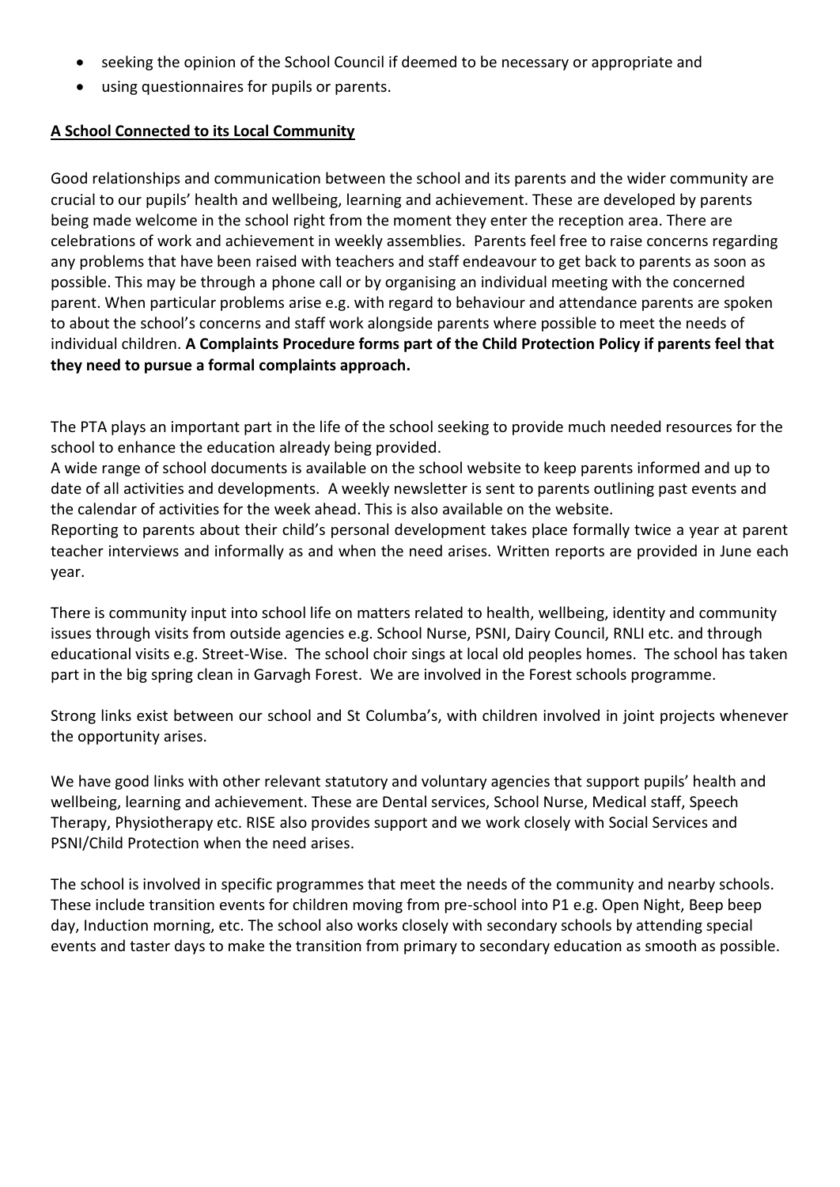- seeking the opinion of the School Council if deemed to be necessary or appropriate and
- using questionnaires for pupils or parents.

**A School Connected to its Local Community**

Good relationships and communication between the school and its parents and the wider community are crucial to our pupils' health and wellbeing, learning and achievement. These are developed by parents being made welcome in the school right from the moment they enter the reception area. There are celebrations of work and achievement in weekly assemblies. Parents feel free to raise concerns regarding any problems that have been raised with teachers and staff endeavour to get back to parents as soon as possible. This may be through a phone call or by organising an individual meeting with the concerned parent. When particular problems arise e.g. with regard to behaviour and attendance parents are spoken to about the school's concerns and staff work alongside parents where possible to meet the needs of individual children. **A Complaints Procedure forms part of the Child Protection Policy if parents feel that they need to pursue a formal complaints approach.**

The PTA plays an important part in the life of the school seeking to provide much needed resources for the school to enhance the education already being provided.
A wide range of school documents is available on the school website to keep parents informed and up to date of all activities and developments. A weekly newsletter is sent to parents outlining past events and the calendar of activities for the week ahead. This is also available on the website.
Reporting to parents about their child's personal development takes place formally twice a year at parent teacher interviews and informally as and when the need arises. Written reports are provided in June each year.

There is community input into school life on matters related to health, wellbeing, identity and community issues through visits from outside agencies e.g. School Nurse, PSNI, Dairy Council, RNLI etc. and through educational visits e.g. Street-Wise. The school choir sings at local old peoples homes. The school has taken part in the big spring clean in Garvagh Forest. We are involved in the Forest schools programme.

Strong links exist between our school and St Columba's, with children involved in joint projects whenever the opportunity arises.

We have good links with other relevant statutory and voluntary agencies that support pupils' health and wellbeing, learning and achievement. These are Dental services, School Nurse, Medical staff, Speech Therapy, Physiotherapy etc. RISE also provides support and we work closely with Social Services and PSNI/Child Protection when the need arises.

The school is involved in specific programmes that meet the needs of the community and nearby schools. These include transition events for children moving from pre-school into P1 e.g. Open Night, Beep beep day, Induction morning, etc. The school also works closely with secondary schools by attending special events and taster days to make the transition from primary to secondary education as smooth as possible.